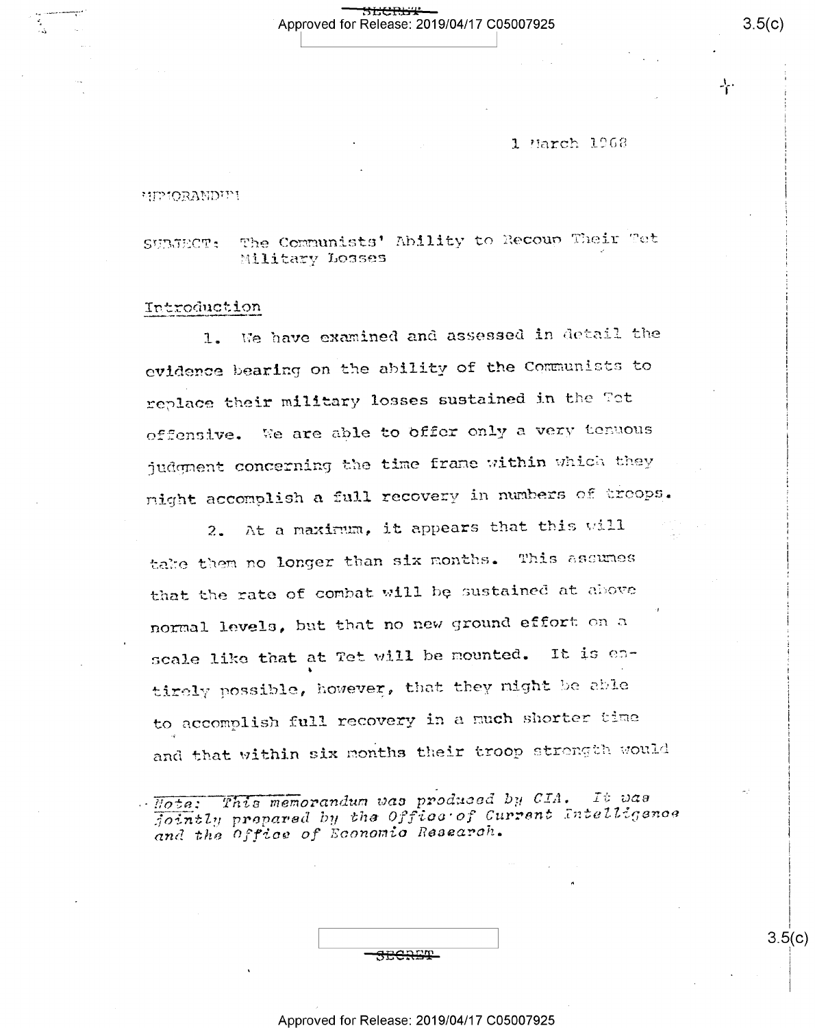1 March 1968

MEMORANDUM

SUBJECT: The Communists' Ability to Recoup Their Tet Military Losses

## Introduction

1. We have examined and assessed in detail the evidence bearing on the ability of the Communists to replace their military losses sustained in the Tet offensive. We are able to offer only a very tenuous judgment concerning the time frame within which they might accomplish a full recovery in numbers of troops.

2. At a maximum, it appears that this will take them no longer than six months. This assumes that the rate of combat will be sustained at above normal levels, but that no new ground effort on a scale like that at Tet will be mounted. It is entirely possible, however, that they might be able to accomplish full recovery in a much shorter time and that within six months their troop strength would

*Note: This memorandum was produced by CIA. It was jointly prepared by the Office of Current Intelligence and the Office of Economic Research.*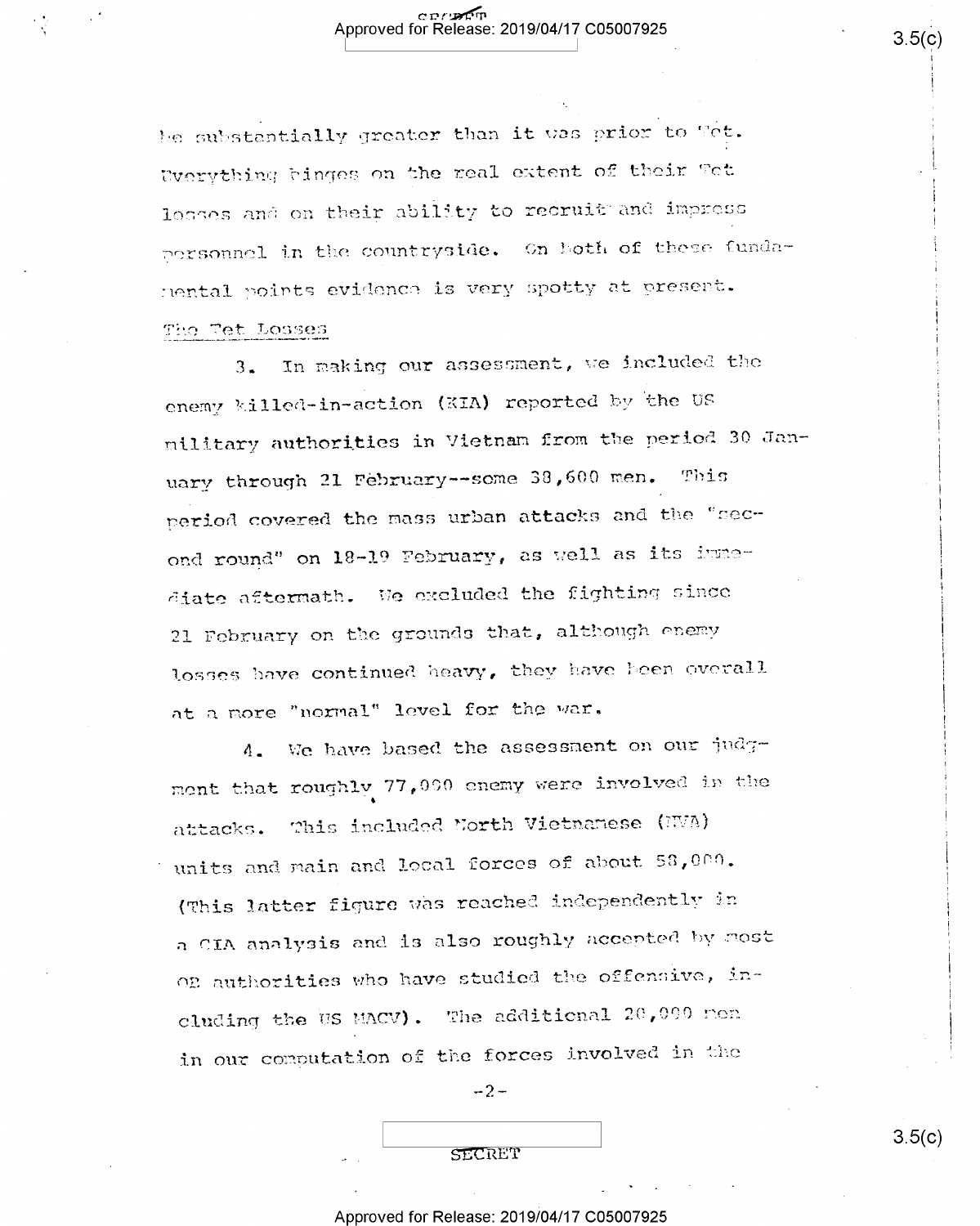be substantially greater than it was prior to Tet. Everything hinges on the real extent of their Tet losses and on their ability to recruit and impress personnel in the countryside. On both of these fundamental points evidence is very spotty at present.

The Tet Losses

3. In making our assessment, we included the enemy killed-in-action (KIA) reported by the US military authorities in Vietnam from the period 30 January through 21 February--some 38,600 men. This period covered the mass urban attacks and the "second round" on 18-19 February, as well as its immediate aftermath. We excluded the fighting since 21 February on the grounds that, although enemy losses have continued heavy, they have been overall at a more "normal" level for the war.

4. We have based the assessment on our judgment that roughly 77,000 enemy were involved in the attacks. This included North Vietnamese (NVA) units and main and local forces of about 58,000. (This latter figure was reached independently in a CIA analysis and is also roughly accepted by most OB authorities who have studied the offensive, including the US MACV). The additional 20,000 men in our computation of the forces involved in the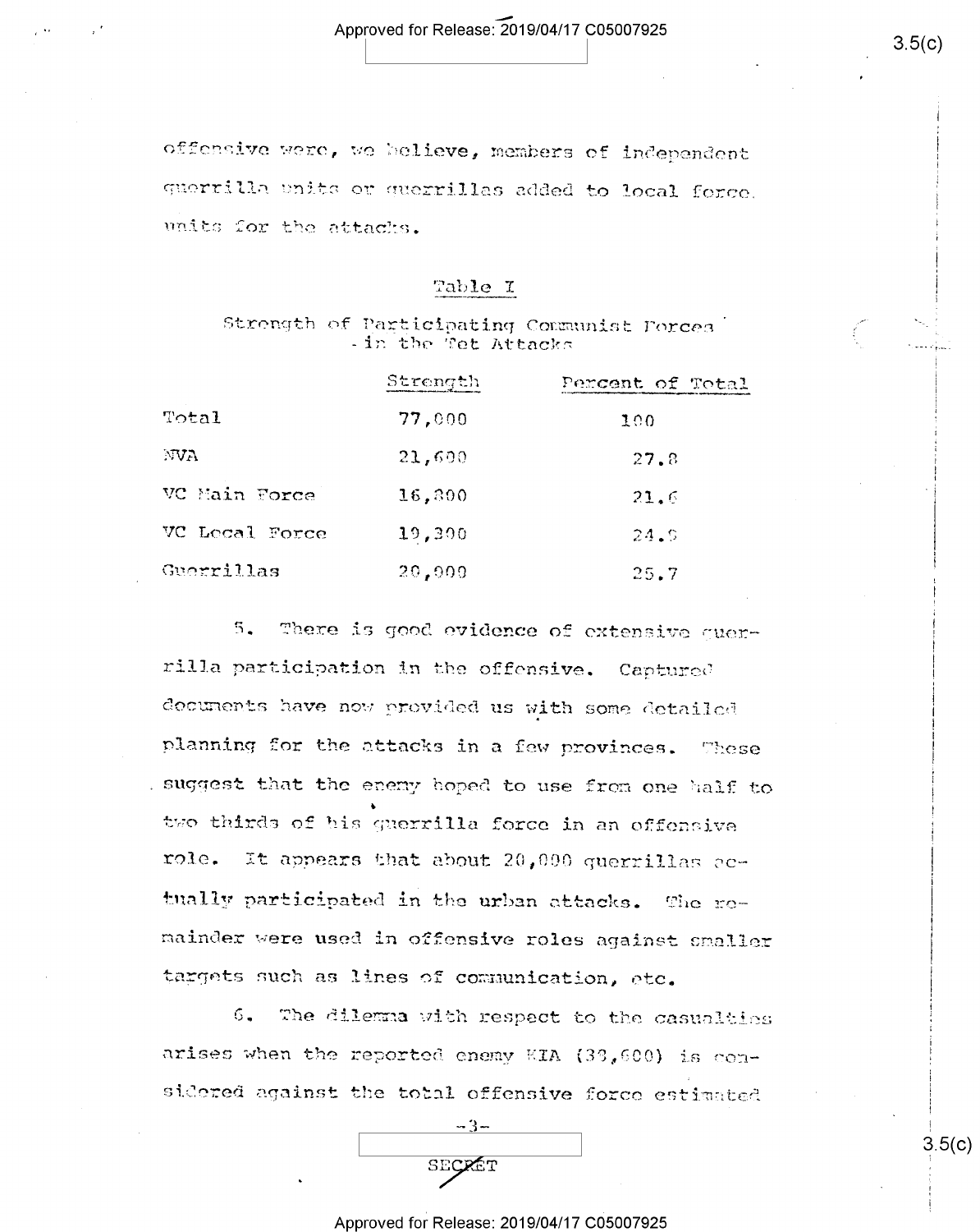offensive were, we believe, members of independent guerrilla units or guerrillas added to local force units for the attacks.

Table I

Strength of Participating Communist Forces in the Tet Attacks

| | Strength | Percent of Total |
|---|---|---|
| Total | 77,000 | 100 |
| NVA | 21,600 | 27.8 |
| VC Main Force | 16,800 | 21.6 |
| VC Local Force | 19,300 | 24.9 |
| Guerrillas | 20,000 | 25.7 |

5. There is good evidence of extensive guerrilla participation in the offensive. Captured documents have now provided us with some detailed planning for the attacks in a few provinces. These suggest that the enemy hoped to use from one half to two thirds of his guerrilla force in an offensive role. It appears that about 20,000 guerrillas actually participated in the urban attacks. The remainder were used in offensive roles against smaller targets such as lines of communication, etc.

6. The dilemma with respect to the casualties arises when the reported enemy KIA (33,600) is considered against the total offensive force estimated

SECRET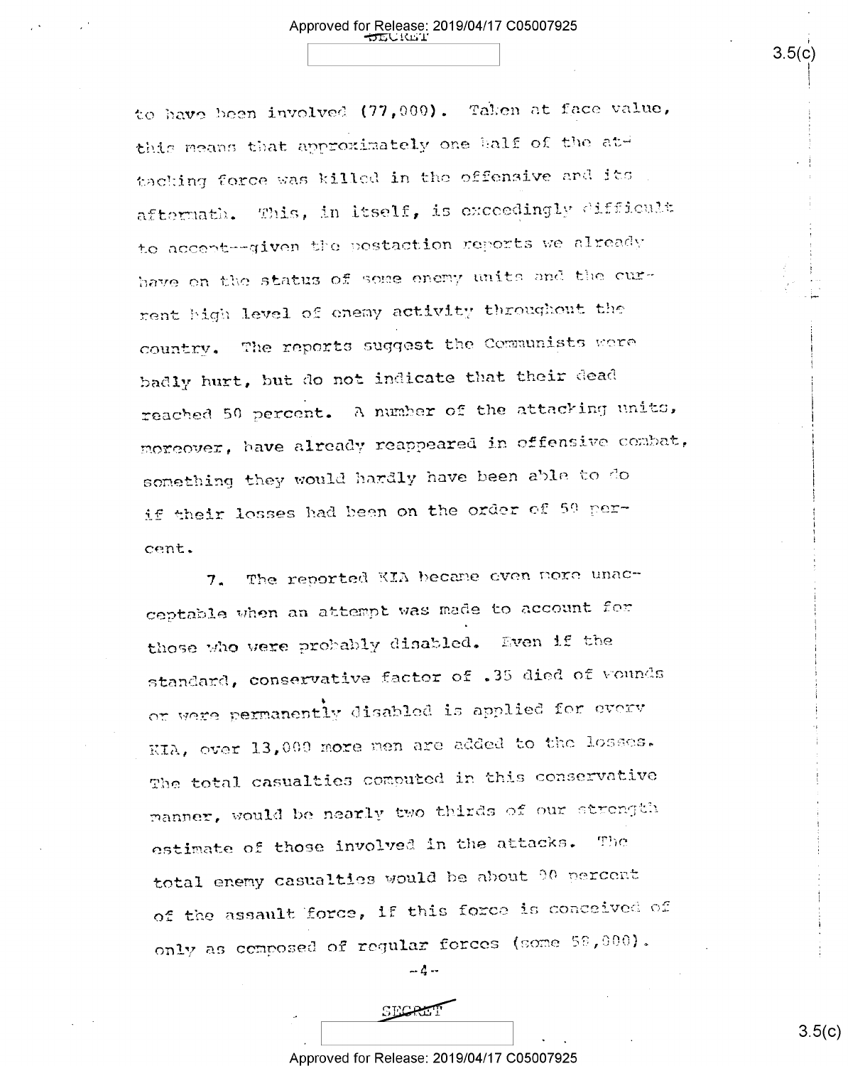to have been involved (77,000). Taken at face value, this means that approximately one half of the attacking force was killed in the offensive and its aftermath. This, in itself, is exceedingly difficult to accept--given the postaction reports we already have on the status of some enemy units and the current high level of enemy activity throughout the country. The reports suggest the Communists were badly hurt, but do not indicate that their dead reached 50 percent. A number of the attacking units, moreover, have already reappeared in offensive combat, something they would hardly have been able to do if their losses had been on the order of 50 percent.

7. The reported KIA became even more unacceptable when an attempt was made to account for those who were probably disabled. Even if the standard, conservative factor of .35 died of wounds or were permanently disabled is applied for every KIA, over 13,000 more men are added to the losses. The total casualties computed in this conservative manner, would be nearly two thirds of our strength estimate of those involved in the attacks. The total enemy casualties would be about 90 percent of the assault force, if this force is conceived of only as composed of regular forces (some 58,000).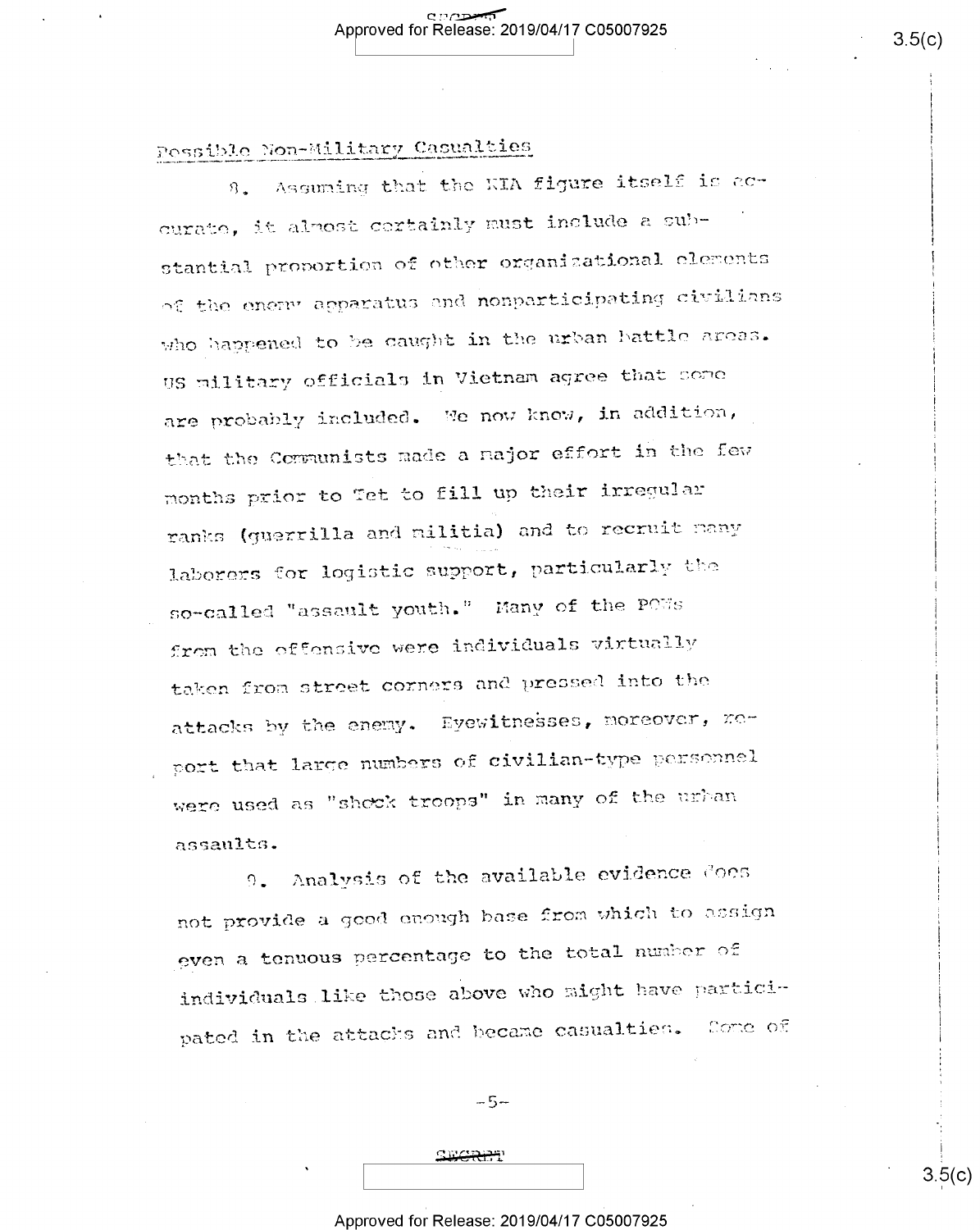## Possible Non-Military Casualties

8. Assuming that the KIA figure itself is accurate, it almost certainly must include a substantial proportion of other organizational elements of the enemy apparatus and nonparticipating civilians who happened to be caught in the urban battle areas. US military officials in Vietnam agree that some are probably included. We now know, in addition, that the Communists made a major effort in the few months prior to Tet to fill up their irregular ranks (guerrilla and militia) and to recruit many laborers for logistic support, particularly the so-called "assault youth." Many of the POWs from the offensive were individuals virtually taken from street corners and pressed into the attacks by the enemy. Eyewitnesses, moreover, report that large numbers of civilian-type personnel were used as "shock troops" in many of the urban assaults.

9. Analysis of the available evidence does not provide a good enough base from which to assign even a tenuous percentage to the total number of individuals like those above who might have participated in the attacks and became casualties. Some of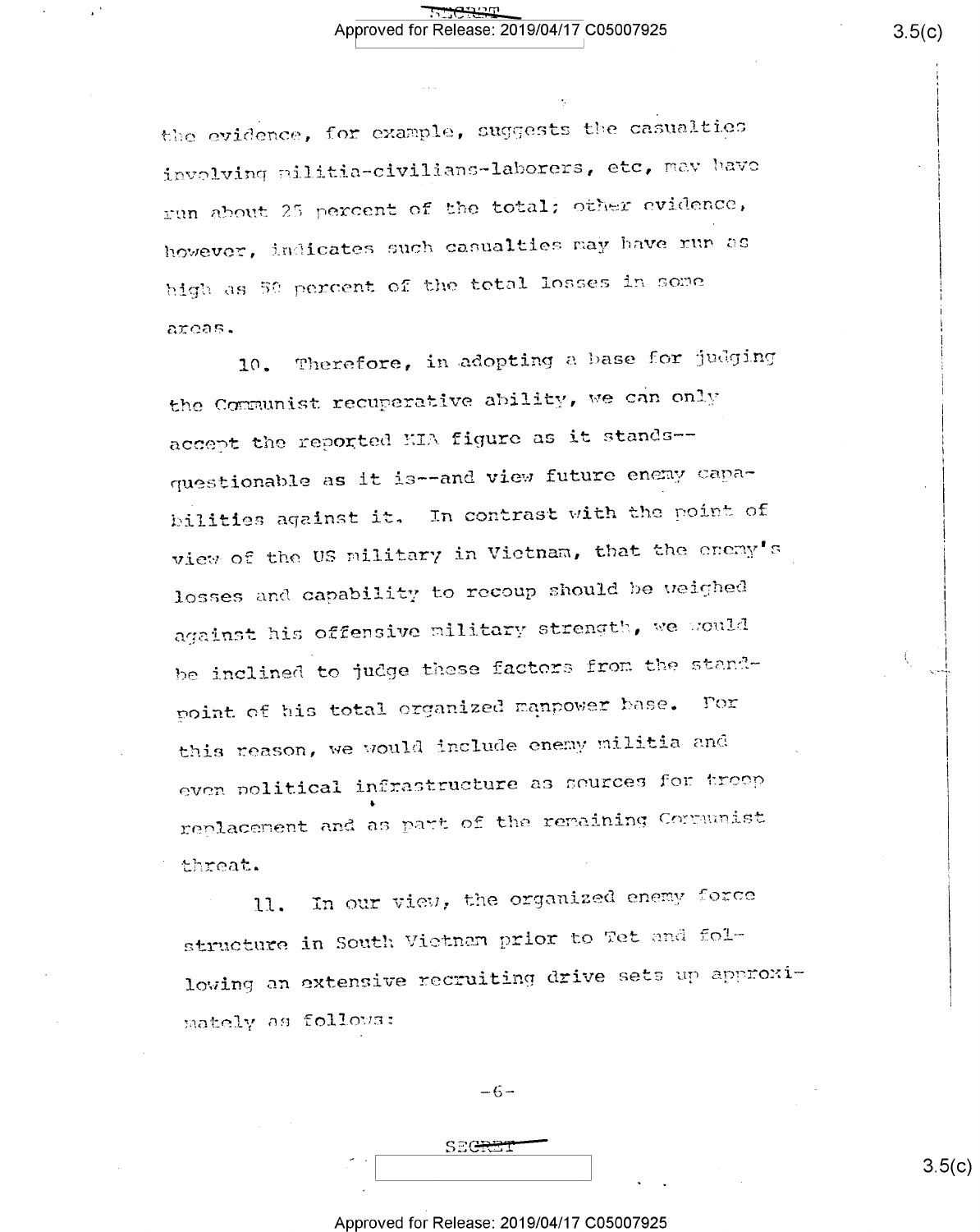the evidence, for example, suggests the casualties involving militia-civilians-laborers, etc, may have run about 25 percent of the total; other evidence, however, indicates such casualties may have run as high as 50 percent of the total losses in some areas.

10. Therefore, in adopting a base for judging the Communist recuperative ability, we can only accept the reported KIA figure as it stands--questionable as it is--and view future enemy capabilities against it. In contrast with the point of view of the US military in Vietnam, that the enemy's losses and capability to recoup should be weighed against his offensive military strength, we would be inclined to judge these factors from the standpoint of his total organized manpower base. For this reason, we would include enemy militia and even political infrastructure as sources for troop replacement and as part of the remaining Communist threat.

11. In our view, the organized enemy force structure in South Vietnam prior to Tet and following an extensive recruiting drive sets up approximately as follows: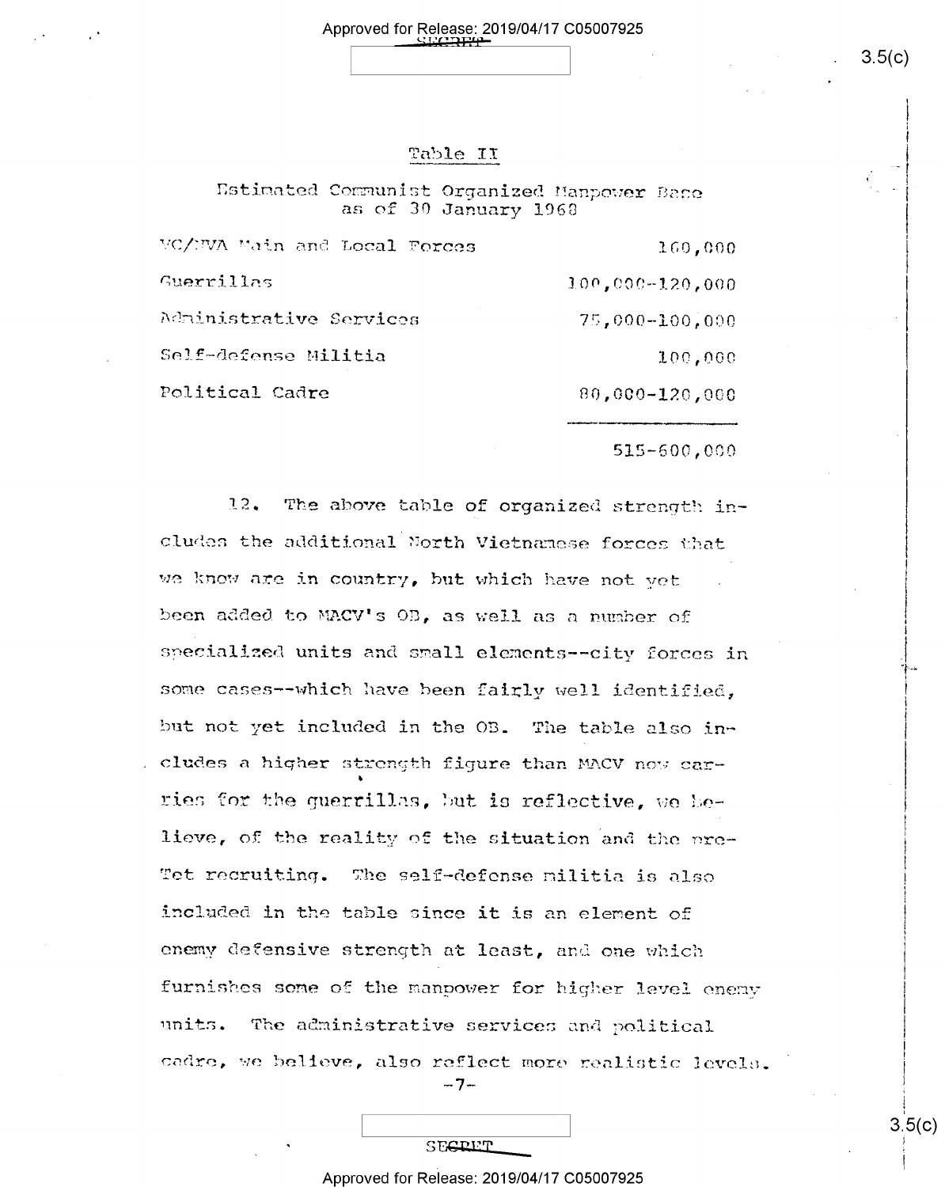Table II

Estimated Communist Organized Manpower Base as of 30 January 1968

| | |
|---|---|
| VC/NVA Main and Local Forces | 160,000 |
| Guerrillas | 100,000-120,000 |
| Administrative Services | 75,000-100,000 |
| Self-defense Militia | 100,000 |
| Political Cadre | 80,000-120,000 |
| | 515-600,000 |

12. The above table of organized strength includes the additional North Vietnamese forces that we know are in country, but which have not yet been added to MACV's OB, as well as a number of specialized units and small elements--city forces in some cases--which have been fairly well identified, but not yet included in the OB. The table also includes a higher strength figure than MACV now carries for the guerrillas, but is reflective, we believe, of the reality of the situation and the pre-Tet recruiting. The self-defense militia is also included in the table since it is an element of enemy defensive strength at least, and one which furnishes some of the manpower for higher level enemy units. The administrative services and political cadre, we believe, also reflect more realistic levels.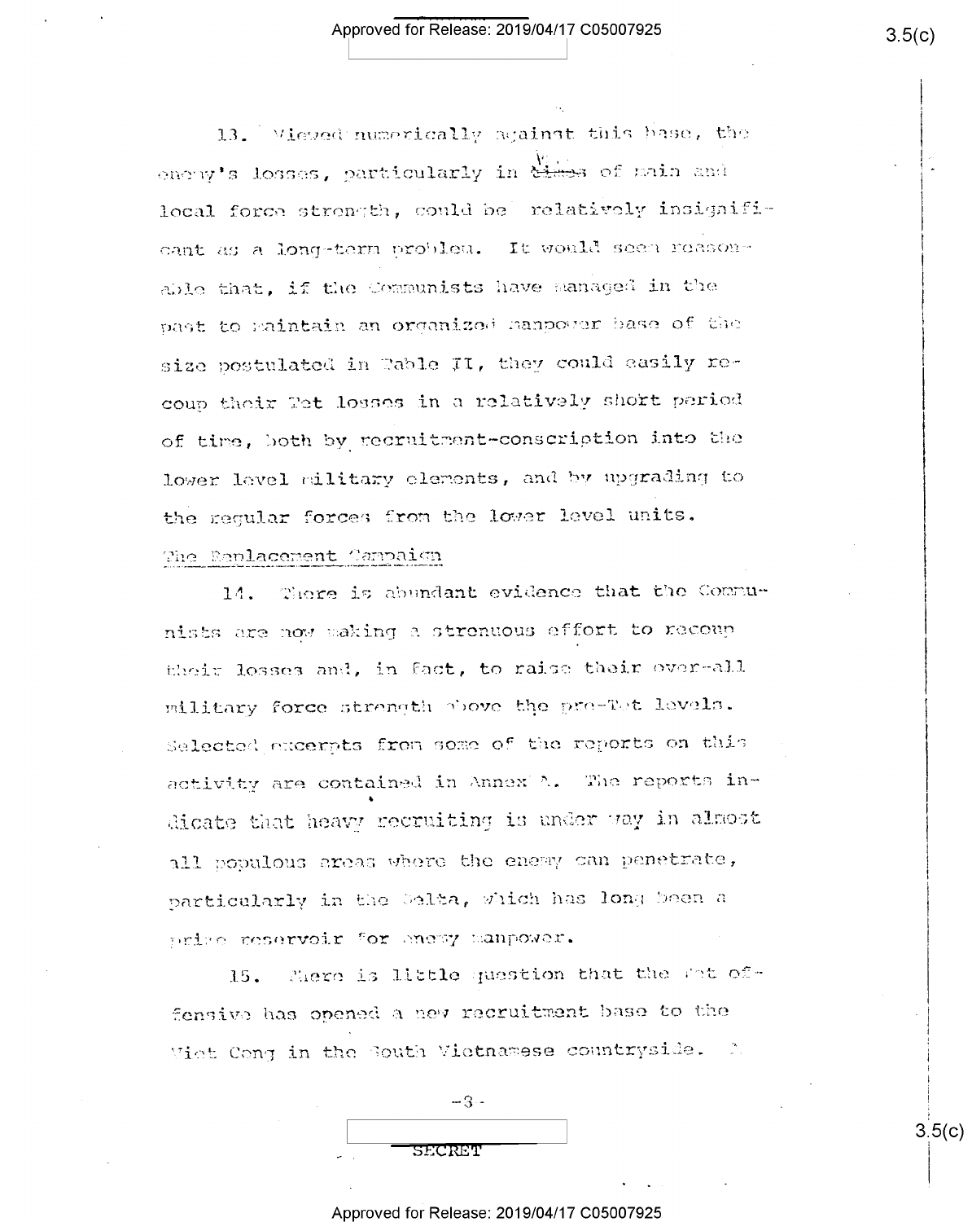13. Viewed numerically against this base, the enemy's losses, particularly in terms of main and local force strength, could be relatively insignificant as a long-term problem. It would seem reasonable that, if the Communists have managed in the past to maintain an organized manpower base of the size postulated in Table II, they could easily recoup their Tet losses in a relatively short period of time, both by recruitment-conscription into the lower level military elements, and by upgrading to the regular forces from the lower level units.

The Replacement Campaign

14. There is abundant evidence that the Communists are now making a strenuous effort to recoup their losses and, in fact, to raise their over-all military force strength above the pre-Tet levels. Selected excerpts from some of the reports on this activity are contained in Annex A. The reports indicate that heavy recruiting is under way in almost all populous areas where the enemy can penetrate, particularly in the Delta, which has long been a prime reservoir for enemy manpower.

15. There is little question that the Tet offensive has opened a new recruitment base to the Viet Cong in the South Vietnamese countryside. A

SECRET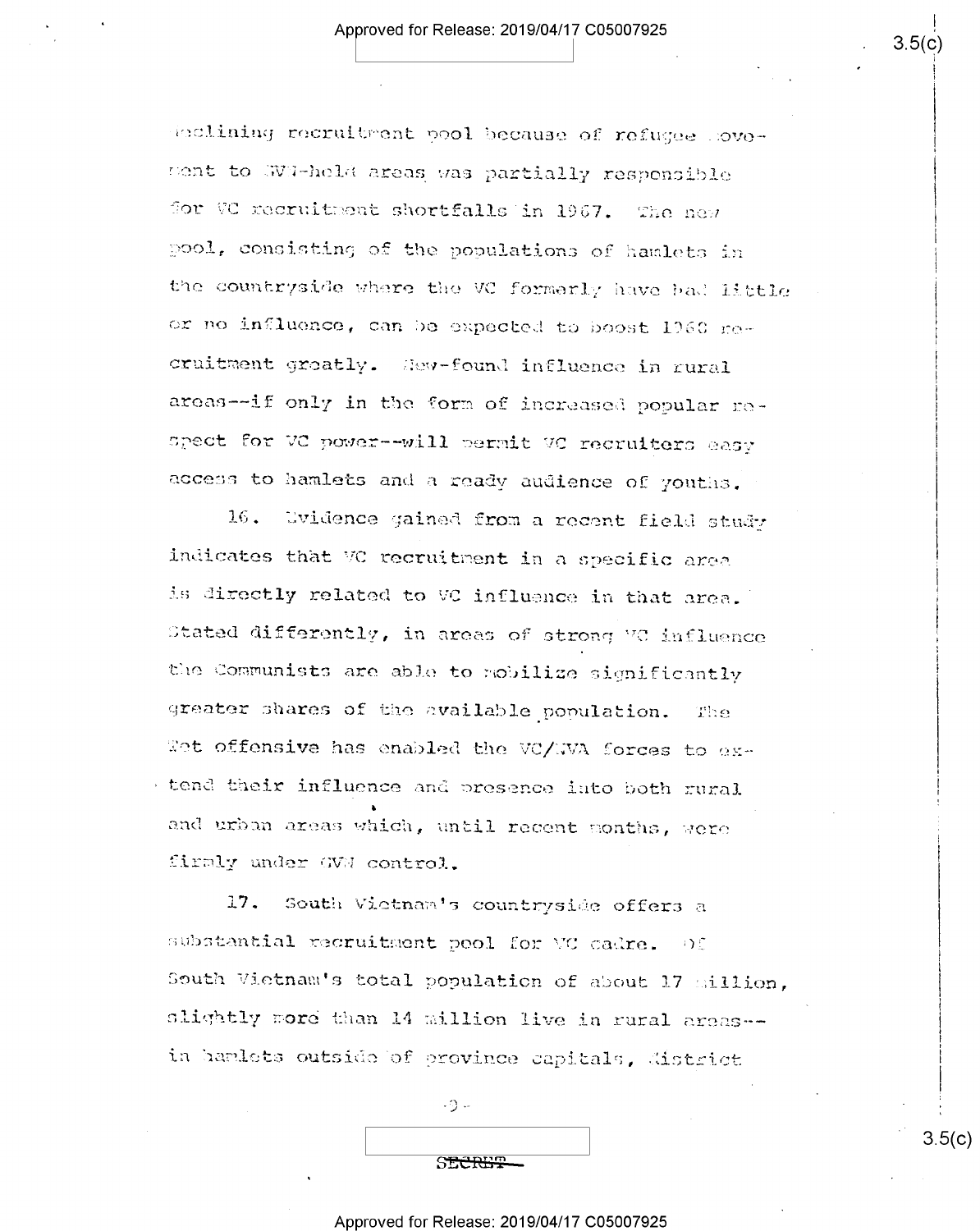declining recruitment pool because of refugee movement to GVN-held areas was partially responsible for VC recruitment shortfalls in 1967. The new pool, consisting of the populations of hamlets in the countryside where the VC formerly have had little or no influence, can be expected to boost 1968 recruitment greatly. New-found influence in rural areas--if only in the form of increased popular respect for VC power--will permit VC recruiters easy access to hamlets and a ready audience of youths.

16. Evidence gained from a recent field study indicates that VC recruitment in a specific area is directly related to VC influence in that area. Stated differently, in areas of strong VC influence the Communists are able to mobilize significantly greater shares of the available population. The Tet offensive has enabled the VC/NVA forces to extend their influence and presence into both rural and urban areas which, until recent months, were firmly under GVN control.

17. South Vietnam's countryside offers a substantial recruitment pool for VC cadre. Of South Vietnam's total population of about 17 million, slightly more than 14 million live in rural areas--in hamlets outside of province capitals, district

SECRET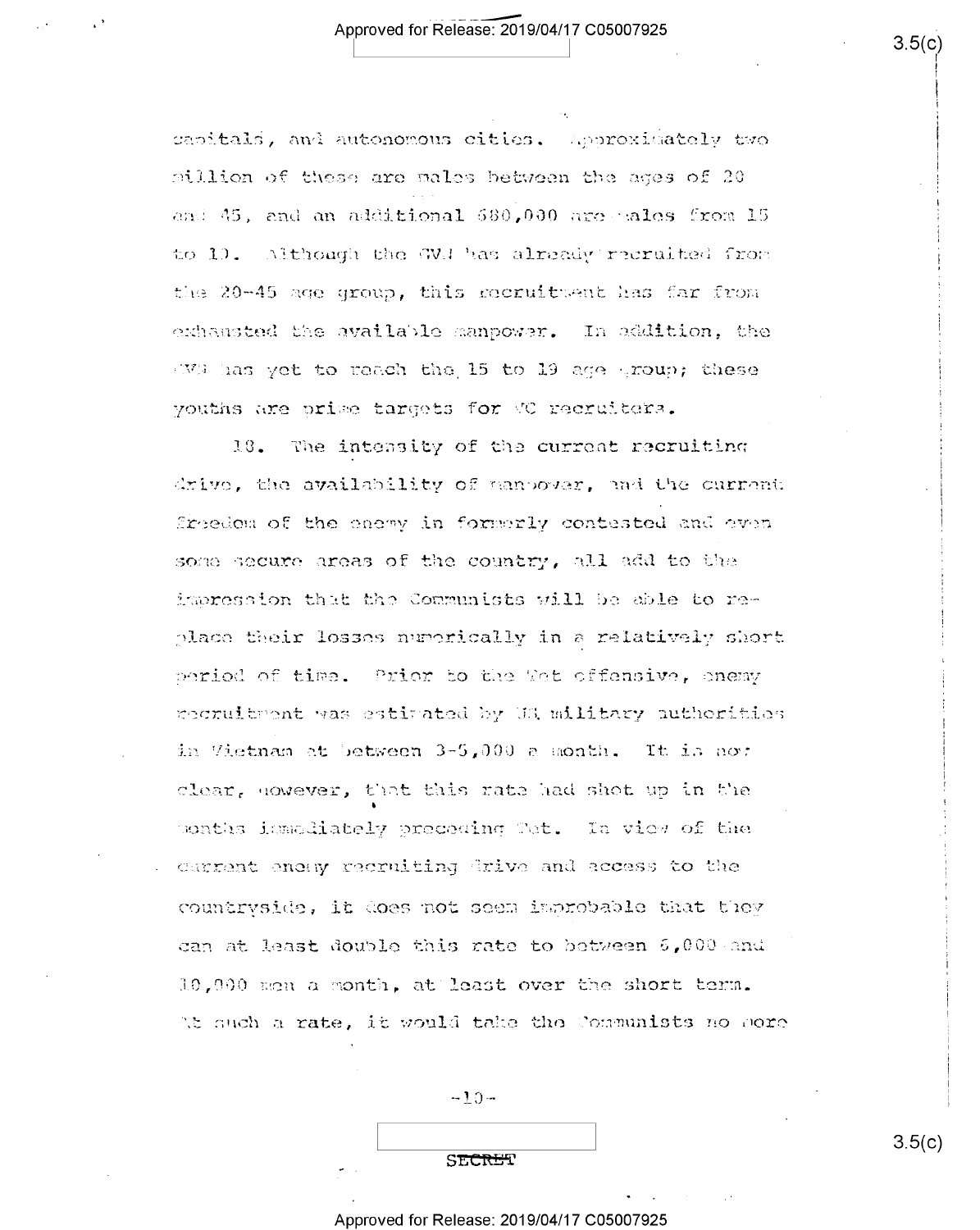capitals, and autonomous cities. Approximately two million of these are males between the ages of 20 and 45, and an additional 680,000 are males from 15 to 19. Although the GVN has already recruited from the 20-45 age group, this recruitment has far from exhausted the available manpower. In addition, the GVN has yet to reach the 15 to 19 age group; these youths are prime targets for VC recruiters.

18. The intensity of the current recruiting drive, the availability of manpower, and the current freedom of the enemy in formerly contested and even some secure areas of the country, all add to the impression that the Communists will be able to replace their losses numerically in a relatively short period of time. Prior to the Tet offensive, enemy recruitment was estimated by US military authorities in Vietnam at between 3-5,000 a month. It is not clear, however, that this rate had shot up in the months immediately preceding Tet. In view of the current enemy recruiting drive and access to the countryside, it does not seem improbable that they can at least double this rate to between 6,000 and 10,000 men a month, at least over the short term. At such a rate, it would take the Communists no more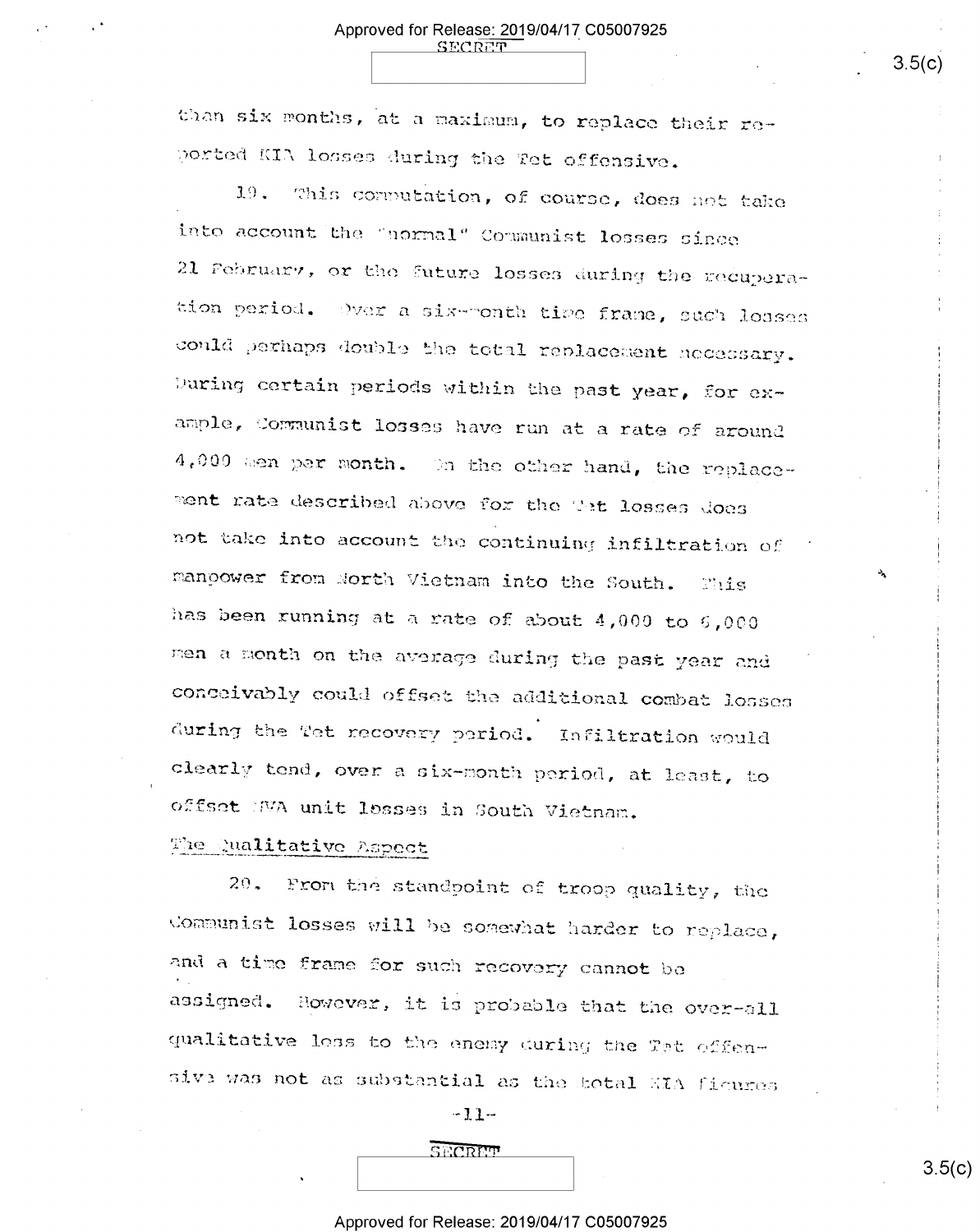than six months, at a maximum, to replace their reported KIA losses during the Tet offensive.

19. This computation, of course, does not take into account the "normal" Communist losses since 21 February, or the future losses during the recuperation period. Over a six-month time frame, such losses could perhaps double the total replacement necessary. During certain periods within the past year, for example, Communist losses have run at a rate of around 4,000 men per month. On the other hand, the replacement rate described above for the Tet losses does not take into account the continuing infiltration of manpower from North Vietnam into the South. This has been running at a rate of about 4,000 to 6,000 men a month on the average during the past year and conceivably could offset the additional combat losses during the Tet recovery period. Infiltration would clearly tend, over a six-month period, at least, to offset NVA unit losses in South Vietnam.

## The Qualitative Aspect

20. From the standpoint of troop quality, the Communist losses will be somewhat harder to replace, and a time frame for such recovery cannot be assigned. However, it is probable that the over-all qualitative loss to the enemy during the Tet offensive was not as substantial as the total KIA figures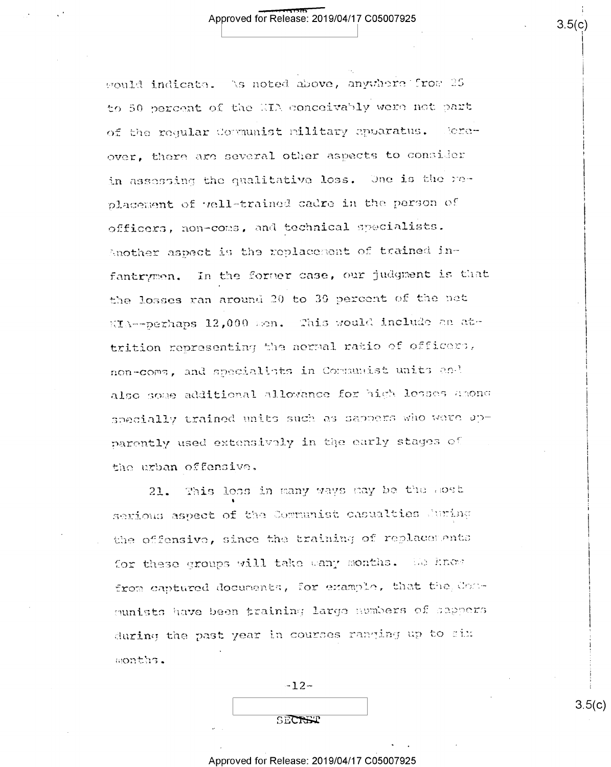would indicate. As noted above, anywhere from 25 to 50 percent of the KIA conceivably were not part of the regular Communist military apparatus. Moreover, there are several other aspects to consider in assessing the qualitative loss. One is the replacement of well-trained cadre in the person of officers, non-coms, and technical specialists. Another aspect is the replacement of trained infantrymen. In the former case, our judgment is that the losses ran around 20 to 30 percent of the net KIA--perhaps 12,000 men. This would include an attrition representing the normal ratio of officers, non-coms, and specialists in Communist units and also some additional allowance for high losses among specially trained units such as sappers who were apparently used extensively in the early stages of the urban offensive.

21. This loss in many ways may be the most serious aspect of the Communist casualties during the offensive, since the training of replacements for these groups will take many months. We know from captured documents, for example, that the Communists have been training large numbers of sappers during the past year in courses ranging up to six months.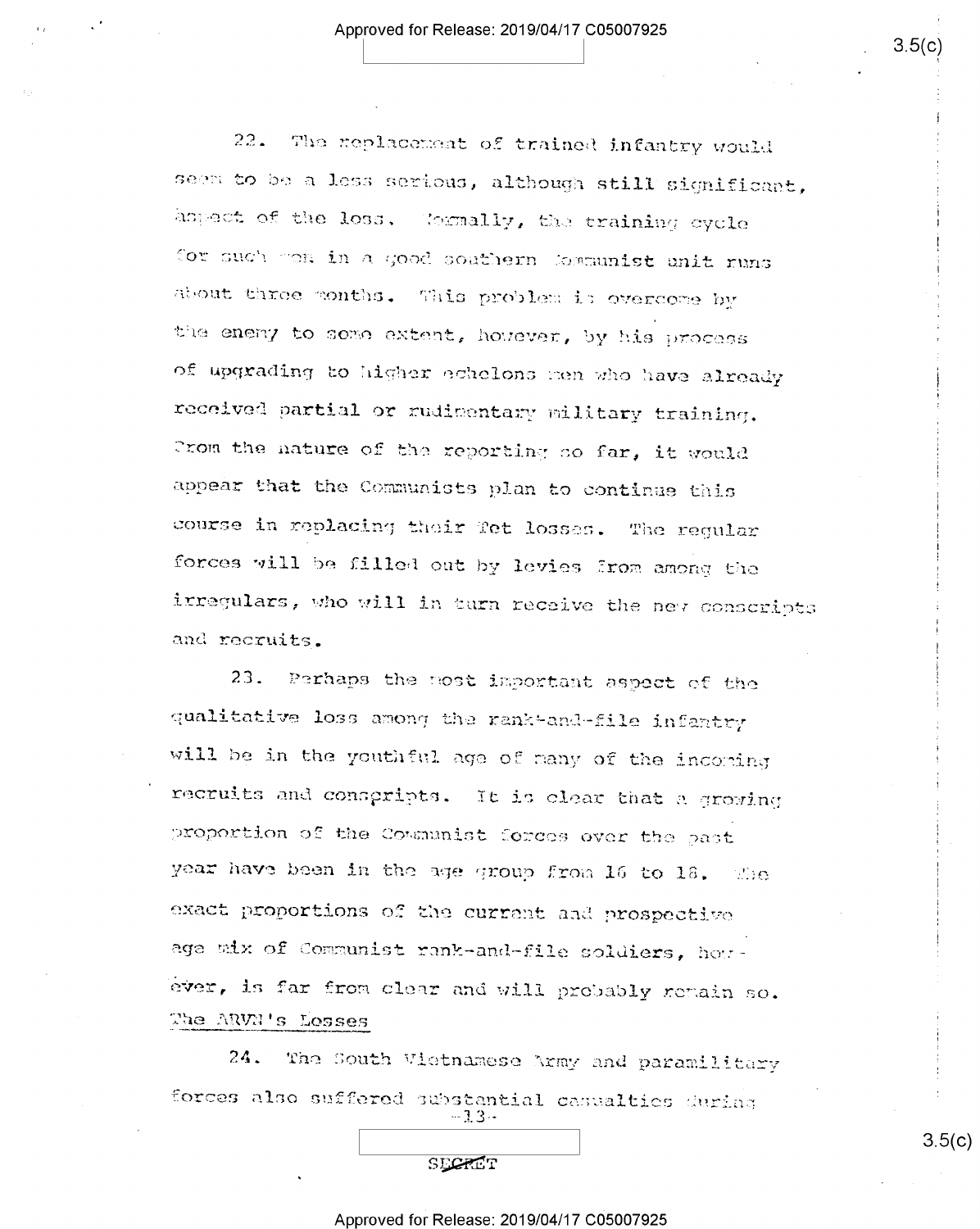22. The replacement of trained infantry would seem to be a less serious, although still significant, aspect of the loss. Normally, the training cycle for such men in a good southern Communist unit runs about three months. This problem is overcome by the enemy to some extent, however, by his process of upgrading to higher echelons men who have already received partial or rudimentary military training. From the nature of the reporting so far, it would appear that the Communists plan to continue this course in replacing their Tet losses. The regular forces will be filled out by levies from among the irregulars, who will in turn receive the new conscripts and recruits.

23. Perhaps the most important aspect of the qualitative loss among the rank-and-file infantry will be in the youthful age of many of the incoming recruits and conscripts. It is clear that a growing proportion of the Communist forces over the past year have been in the age group from 16 to 18. The exact proportions of the current and prospective age mix of Communist rank-and-file soldiers, however, is far from clear and will probably remain so.

The ARVN's Losses

24. The South Vietnamese Army and paramilitary forces also suffered substantial casualties during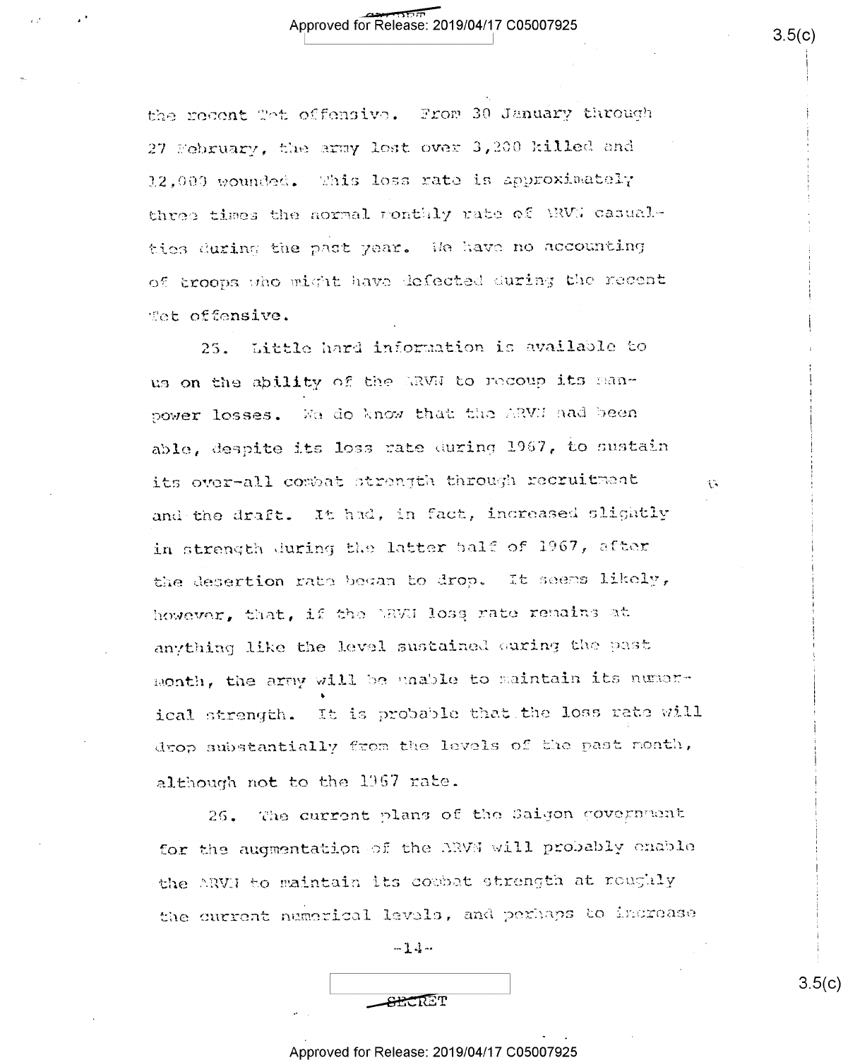the recent Tet offensive. From 30 January through 27 February, the army lost over 3,200 killed and 12,000 wounded. This loss rate is approximately three times the normal monthly rate of ARVN casualties during the past year. We have no accounting of troops who might have defected during the recent Tet offensive.

25. Little hard information is available to us on the ability of the ARVN to recoup its manpower losses. We do know that the ARVN had been able, despite its loss rate during 1967, to sustain its over-all combat strength through recruitment and the draft. It had, in fact, increased slightly in strength during the latter half of 1967, after the desertion rate began to drop. It seems likely, however, that, if the ARVN loss rate remains at anything like the level sustained during the past month, the army will be unable to maintain its numerical strength. It is probable that the loss rate will drop substantially from the levels of the past month, although not to the 1967 rate.

26. The current plans of the Saigon government for the augmentation of the ARVN will probably enable the ARVN to maintain its combat strength at roughly the current numerical levels, and perhaps to increase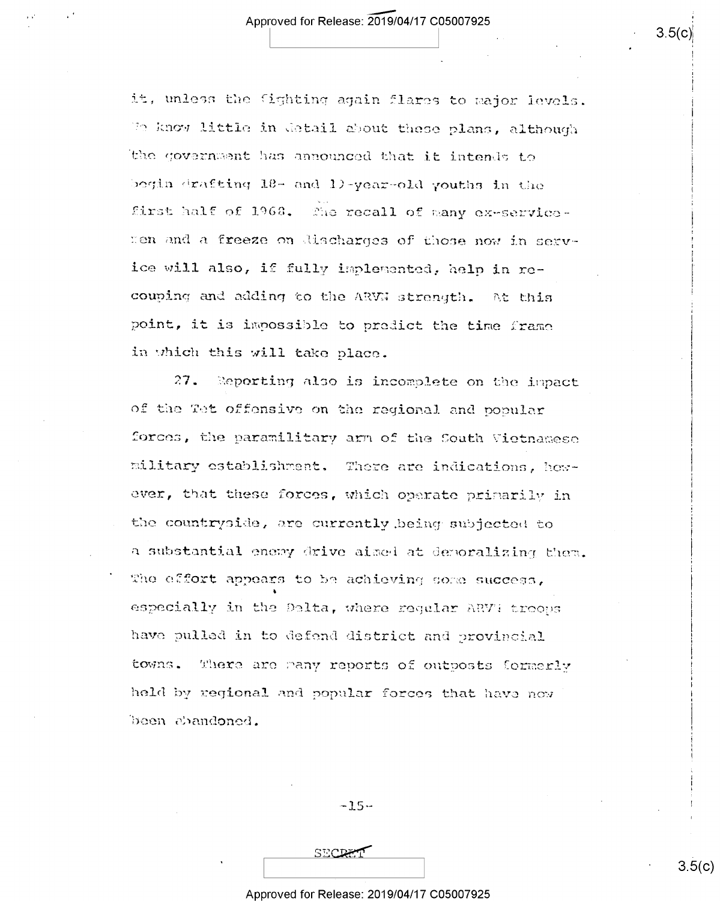it, unless the fighting again flares to major levels. We know little in detail about these plans, although the government has announced that it intends to begin drafting 18- and 19-year-old youths in the first half of 1968. The recall of many ex-servicemen and a freeze on discharges of those now in service will also, if fully implemented, help in recouping and adding to the ARVN strength. At this point, it is impossible to predict the time frame in which this will take place.

27. Reporting also is incomplete on the impact of the Tet offensive on the regional and popular forces, the paramilitary arm of the South Vietnamese military establishment. There are indications, however, that these forces, which operate primarily in the countryside, are currently being subjected to a substantial enemy drive aimed at demoralizing them. The effort appears to be achieving some success, especially in the Delta, where regular ARVN troops have pulled in to defend district and provincial towns. There are many reports of outposts formerly held by regional and popular forces that have now been abandoned.